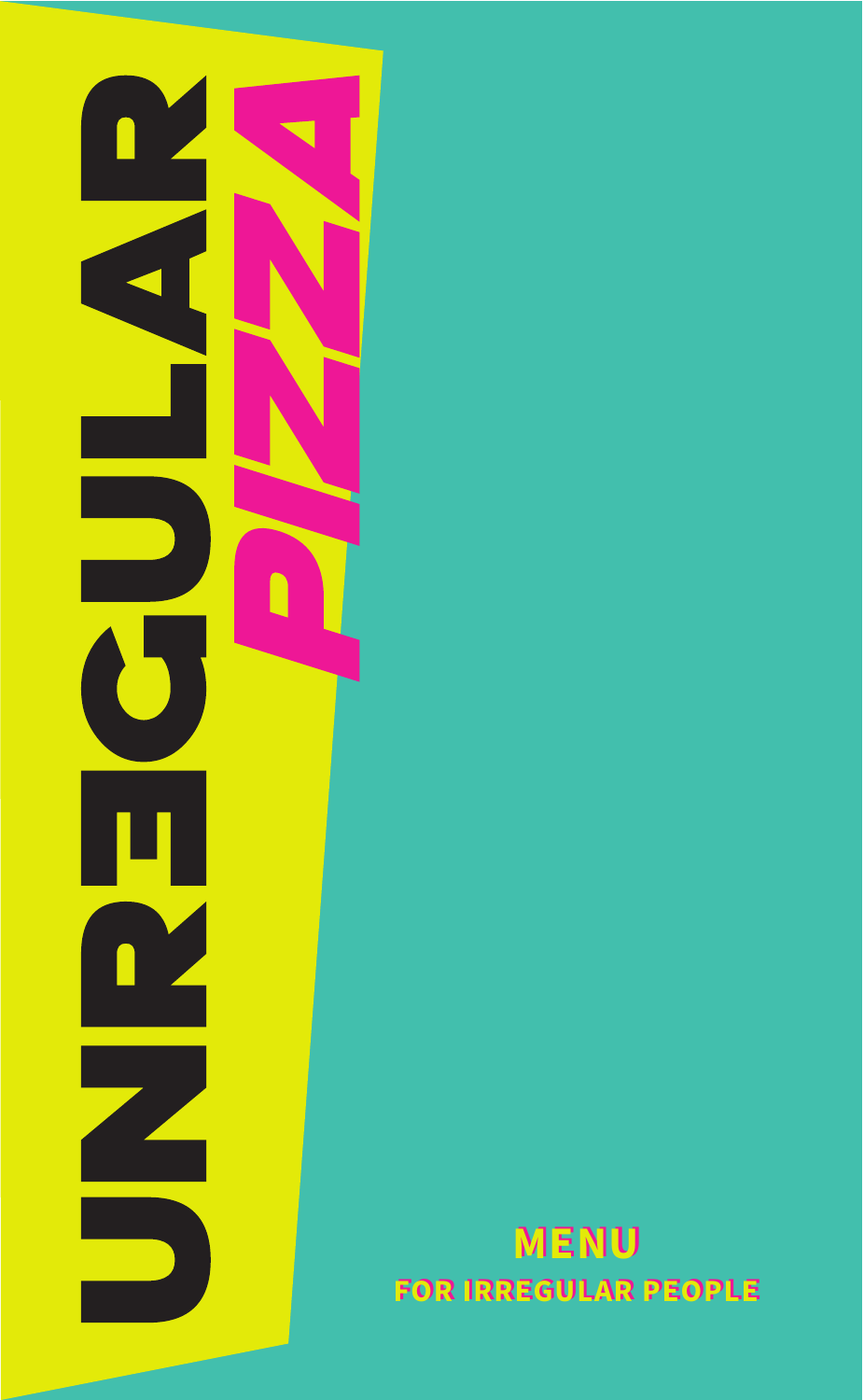# UNREGULAR PIZZA

## MENU

FOR IRREGULAR PEOPLE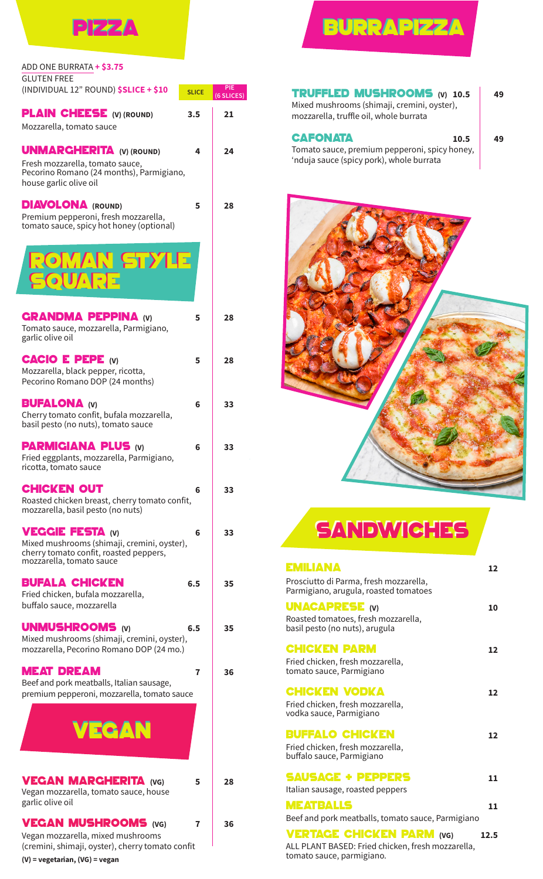# PIZZA

ADD ONE BURRATA + $3.75
GLUTEN FREE
(INDIVIDUAL 12" ROUND) $SLICE + $10

| | SLICE | PIE (6 SLICES) |
|---|---|---|
| **PLAIN CHEESE** (V) (ROUND)<br>Mozzarella, tomato sauce | 3.5 | 21 |
| **UNMARGHERITA** (V) (ROUND)<br>Fresh mozzarella, tomato sauce, Pecorino Romano (24 months), Parmigiano, house garlic olive oil | 4 | 24 |
| **DIAVOLONA** (ROUND)<br>Premium pepperoni, fresh mozzarella, tomato sauce, spicy hot honey (optional) | 5 | 28 |

## ROMAN STYLE SQUARE

| | SLICE | PIE (6 SLICES) |
|---|---|---|
| **GRANDMA PEPPINA** (V)<br>Tomato sauce, mozzarella, Parmigiano, garlic olive oil | 5 | 28 |
| **CACIO E PEPE** (V)<br>Mozzarella, black pepper, ricotta, Pecorino Romano DOP (24 months) | 5 | 28 |
| **BUFALONA** (V)<br>Cherry tomato confit, bufala mozzarella, basil pesto (no nuts), tomato sauce | 6 | 33 |
| **PARMIGIANA PLUS** (V)<br>Fried eggplants, mozzarella, Parmigiano, ricotta, tomato sauce | 6 | 33 |
| **CHICKEN OUT**<br>Roasted chicken breast, cherry tomato confit, mozzarella, basil pesto (no nuts) | 6 | 33 |
| **VEGGIE FESTA** (V)<br>Mixed mushrooms (shimaji, cremini, oyster), cherry tomato confit, roasted peppers, mozzarella, tomato sauce | 6 | 33 |
| **BUFALA CHICKEN**<br>Fried chicken, bufala mozzarella, buffalo sauce, mozzarella | 6.5 | 35 |
| **UNMUSHROOMS** (V)<br>Mixed mushrooms (shimaji, cremini, oyster), mozzarella, Pecorino Romano DOP (24 mo.) | 6.5 | 35 |
| **MEAT DREAM**<br>Beef and pork meatballs, Italian sausage, premium pepperoni, mozzarella, tomato sauce | 7 | 36 |

## VEGAN

| | SLICE | PIE (6 SLICES) |
|---|---|---|
| **VEGAN MARGHERITA** (VG)<br>Vegan mozzarella, tomato sauce, house garlic olive oil | 5 | 28 |
| **VEGAN MUSHROOMS** (VG)<br>Vegan mozzarella, mixed mushrooms (cremini, shimaji, oyster), cherry tomato confit | 7 | 36 |

**(V) = vegetarian, (VG) = vegan**

# BURRAPIZZA

| | SLICE | PIE |
|---|---|---|
| **TRUFFLED MUSHROOMS** (V)<br>Mixed mushrooms (shimaji, cremini, oyster), mozzarella, truffle oil, whole burrata | 10.5 | 49 |
| **CAFONATA**<br>Tomato sauce, premium pepperoni, spicy honey, 'nduja sauce (spicy pork), whole burrata | 10.5 | 49 |

# SANDWICHES

**EMILIANA** — 12
Prosciutto di Parma, fresh mozzarella, Parmigiano, arugula, roasted tomatoes

**UNACAPRESE** (V) — 10
Roasted tomatoes, fresh mozzarella, basil pesto (no nuts), arugula

**CHICKEN PARM** — 12
Fried chicken, fresh mozzarella, tomato sauce, Parmigiano

**CHICKEN VODKA** — 12
Fried chicken, fresh mozzarella, vodka sauce, Parmigiano

**BUFFALO CHICKEN** — 12
Fried chicken, fresh mozzarella, buffalo sauce, Parmigiano

**SAUSAGE + PEPPERS** — 11
Italian sausage, roasted peppers

**MEATBALLS** — 11
Beef and pork meatballs, tomato sauce, Parmigiano

**VERTAGE CHICKEN PARM** (VG) — 12.5
ALL PLANT BASED: Fried chicken, fresh mozzarella, tomato sauce, parmigiano.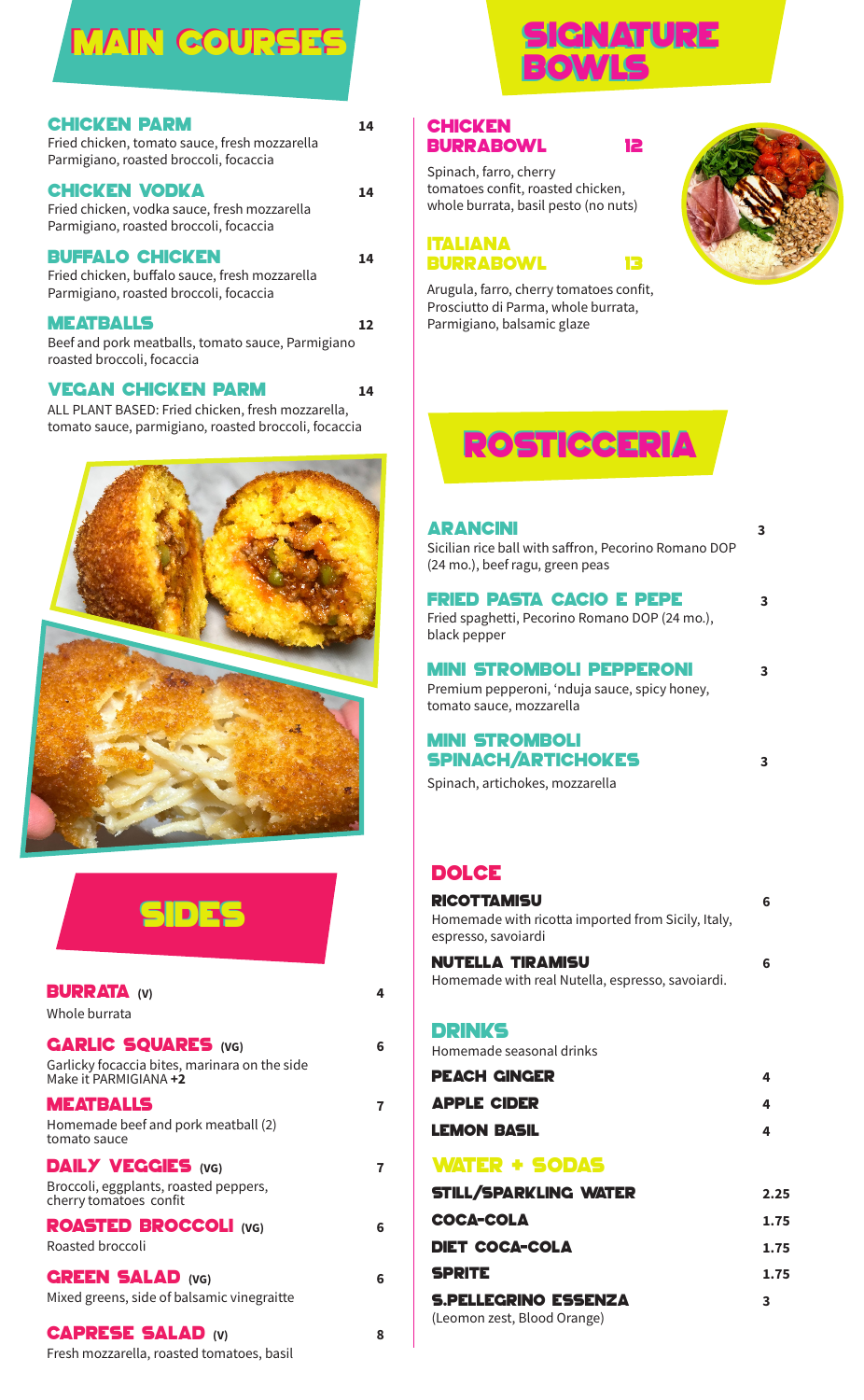# MAIN COURSES

### CHICKEN PARM — 14
Fried chicken, tomato sauce, fresh mozzarella Parmigiano, roasted broccoli, focaccia

### CHICKEN VODKA — 14
Fried chicken, vodka sauce, fresh mozzarella Parmigiano, roasted broccoli, focaccia

### BUFFALO CHICKEN — 14
Fried chicken, buffalo sauce, fresh mozzarella Parmigiano, roasted broccoli, focaccia

### MEATBALLS — 12
Beef and pork meatballs, tomato sauce, Parmigiano roasted broccoli, focaccia

### VEGAN CHICKEN PARM — 14
ALL PLANT BASED: Fried chicken, fresh mozzarella, tomato sauce, parmigiano, roasted broccoli, focaccia

# SIDES

### BURRATA (V) — 4
Whole burrata

### GARLIC SQUARES (VG) — 6
Garlicky focaccia bites, marinara on the side
Make it PARMIGIANA **+2**

### MEATBALLS — 7
Homemade beef and pork meatball (2) tomato sauce

### DAILY VEGGIES (VG) — 7
Broccoli, eggplants, roasted peppers, cherry tomatoes confit

### ROASTED BROCCOLI (VG) — 6
Roasted broccoli

### GREEN SALAD (VG) — 6
Mixed greens, side of balsamic vinegraitte

### CAPRESE SALAD (V) — 8
Fresh mozzarella, roasted tomatoes, basil

# SIGNATURE BOWLS

### CHICKEN BURRABOWL — 12
Spinach, farro, cherry tomatoes confit, roasted chicken, whole burrata, basil pesto (no nuts)

### ITALIANA BURRABOWL — 13
Arugula, farro, cherry tomatoes confit, Prosciutto di Parma, whole burrata, Parmigiano, balsamic glaze

# ROSTICCERIA

### ARANCINI — 3
Sicilian rice ball with saffron, Pecorino Romano DOP (24 mo.), beef ragu, green peas

### FRIED PASTA CACIO E PEPE — 3
Fried spaghetti, Pecorino Romano DOP (24 mo.), black pepper

### MINI STROMBOLI PEPPERONI — 3
Premium pepperoni, 'nduja sauce, spicy honey, tomato sauce, mozzarella

### MINI STROMBOLI SPINACH/ARTICHOKES — 3
Spinach, artichokes, mozzarella

## DOLCE

**RICOTTAMISU** — 6
Homemade with ricotta imported from Sicily, Italy, espresso, savoiardi

**NUTELLA TIRAMISU** — 6
Homemade with real Nutella, espresso, savoiardi.

## DRINKS

Homemade seasonal drinks

| Item | Price |
|---|---|
| PEACH GINGER | 4 |
| APPLE CIDER | 4 |
| LEMON BASIL | 4 |

## WATER + SODAS

| Item | Price |
|---|---|
| STILL/SPARKLING WATER | 2.25 |
| COCA-COLA | 1.75 |
| DIET COCA-COLA | 1.75 |
| SPRITE | 1.75 |
| S.PELLEGRINO ESSENZA (Leomon zest, Blood Orange) | 3 |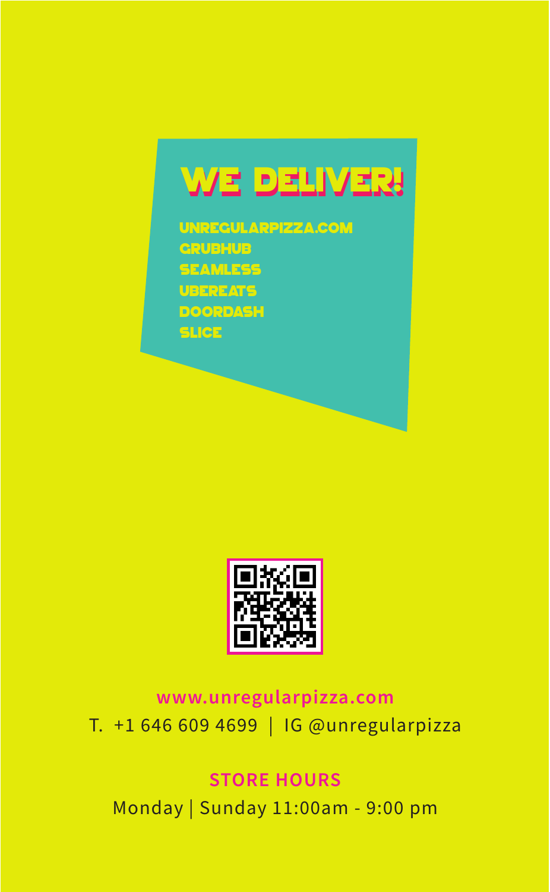# WE DELIVER!

UNREGULARPIZZA.COM
GRUBHUB
SEAMLESS
UBEREATS
DOORDASH
SLICE

**www.unregularpizza.com**

T. +1 646 609 4699 | IG @unregularpizza

**STORE HOURS**

Monday | Sunday 11:00am - 9:00 pm